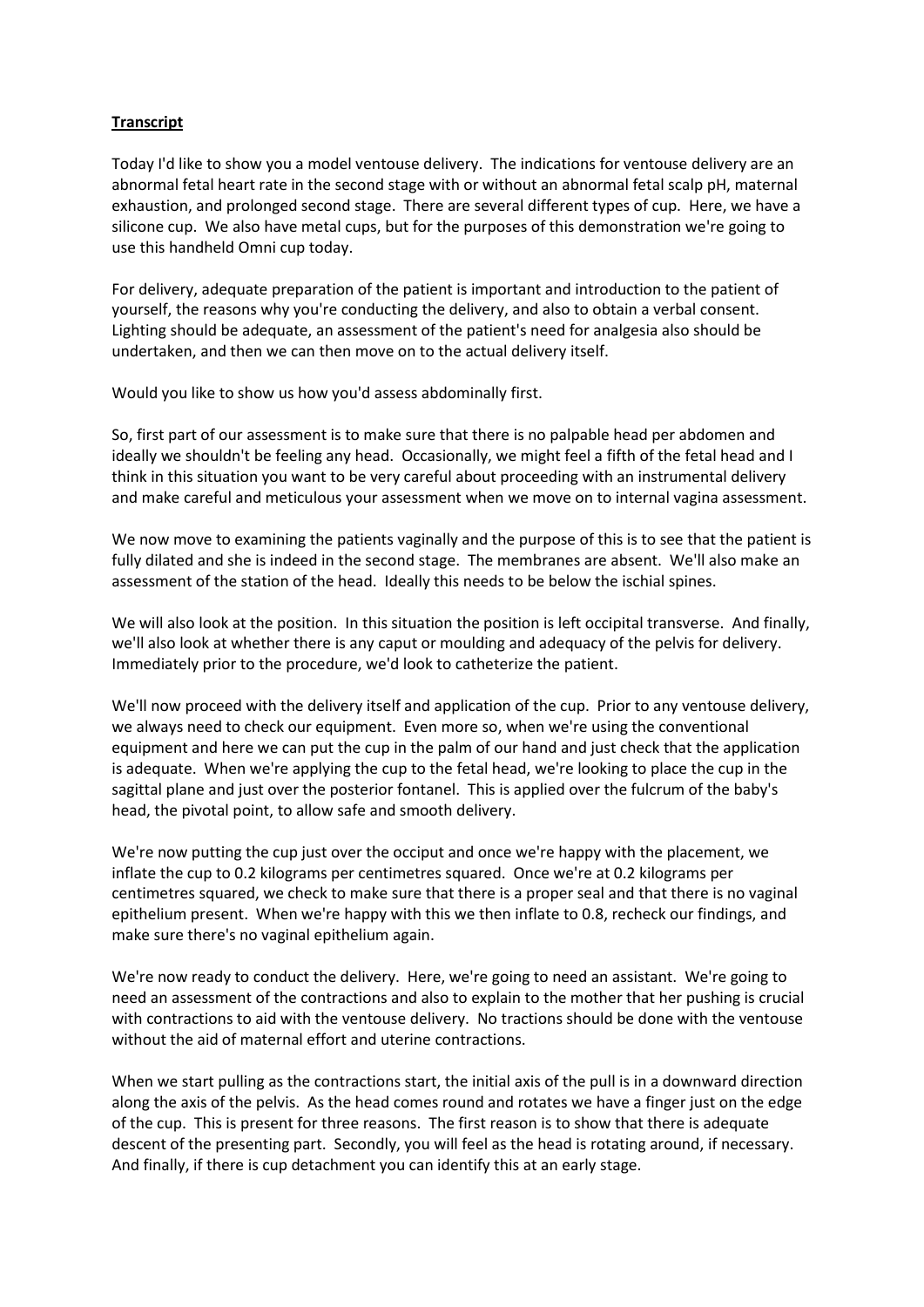**Transcript**

Today I'd like to show you a model ventouse delivery. The indications for ventouse delivery are an abnormal fetal heart rate in the second stage with or without an abnormal fetal scalp pH, maternal exhaustion, and prolonged second stage. There are several different types of cup. Here, we have a silicone cup. We also have metal cups, but for the purposes of this demonstration we're going to use this handheld Omni cup today.

For delivery, adequate preparation of the patient is important and introduction to the patient of yourself, the reasons why you're conducting the delivery, and also to obtain a verbal consent. Lighting should be adequate, an assessment of the patient's need for analgesia also should be undertaken, and then we can then move on to the actual delivery itself.

Would you like to show us how you'd assess abdominally first.

So, first part of our assessment is to make sure that there is no palpable head per abdomen and ideally we shouldn't be feeling any head. Occasionally, we might feel a fifth of the fetal head and I think in this situation you want to be very careful about proceeding with an instrumental delivery and make careful and meticulous your assessment when we move on to internal vagina assessment.

We now move to examining the patients vaginally and the purpose of this is to see that the patient is fully dilated and she is indeed in the second stage. The membranes are absent. We'll also make an assessment of the station of the head. Ideally this needs to be below the ischial spines.

We will also look at the position. In this situation the position is left occipital transverse. And finally, we'll also look at whether there is any caput or moulding and adequacy of the pelvis for delivery. Immediately prior to the procedure, we'd look to catheterize the patient.

We'll now proceed with the delivery itself and application of the cup. Prior to any ventouse delivery, we always need to check our equipment. Even more so, when we're using the conventional equipment and here we can put the cup in the palm of our hand and just check that the application is adequate. When we're applying the cup to the fetal head, we're looking to place the cup in the sagittal plane and just over the posterior fontanel. This is applied over the fulcrum of the baby's head, the pivotal point, to allow safe and smooth delivery.

We're now putting the cup just over the occiput and once we're happy with the placement, we inflate the cup to 0.2 kilograms per centimetres squared. Once we're at 0.2 kilograms per centimetres squared, we check to make sure that there is a proper seal and that there is no vaginal epithelium present. When we're happy with this we then inflate to 0.8, recheck our findings, and make sure there's no vaginal epithelium again.

We're now ready to conduct the delivery. Here, we're going to need an assistant. We're going to need an assessment of the contractions and also to explain to the mother that her pushing is crucial with contractions to aid with the ventouse delivery. No tractions should be done with the ventouse without the aid of maternal effort and uterine contractions.

When we start pulling as the contractions start, the initial axis of the pull is in a downward direction along the axis of the pelvis. As the head comes round and rotates we have a finger just on the edge of the cup. This is present for three reasons. The first reason is to show that there is adequate descent of the presenting part. Secondly, you will feel as the head is rotating around, if necessary. And finally, if there is cup detachment you can identify this at an early stage.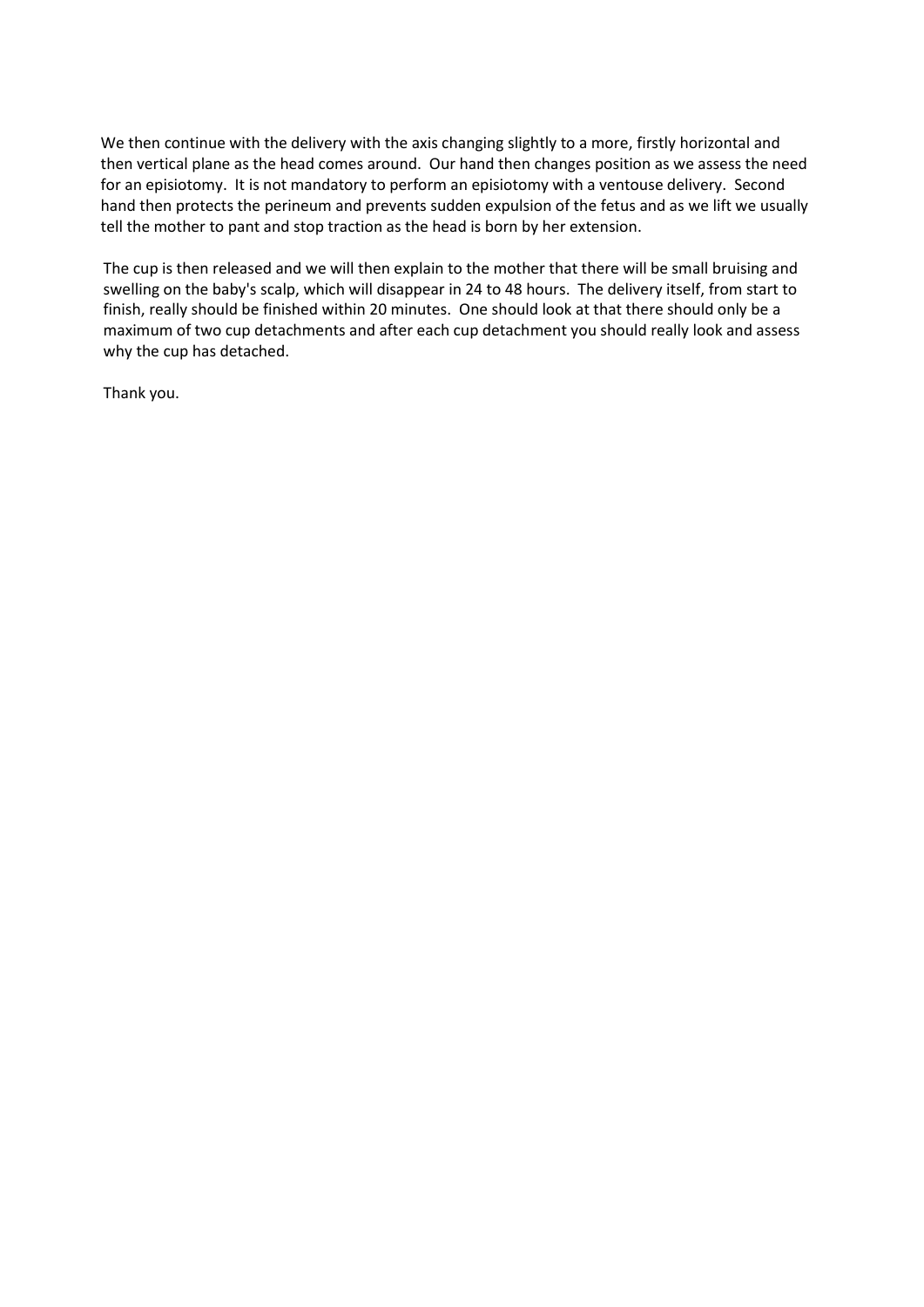We then continue with the delivery with the axis changing slightly to a more, firstly horizontal and then vertical plane as the head comes around. Our hand then changes position as we assess the need for an episiotomy. It is not mandatory to perform an episiotomy with a ventouse delivery. Second hand then protects the perineum and prevents sudden expulsion of the fetus and as we lift we usually tell the mother to pant and stop traction as the head is born by her extension.

The cup is then released and we will then explain to the mother that there will be small bruising and swelling on the baby's scalp, which will disappear in 24 to 48 hours. The delivery itself, from start to finish, really should be finished within 20 minutes. One should look at that there should only be a maximum of two cup detachments and after each cup detachment you should really look and assess why the cup has detached.

Thank you.